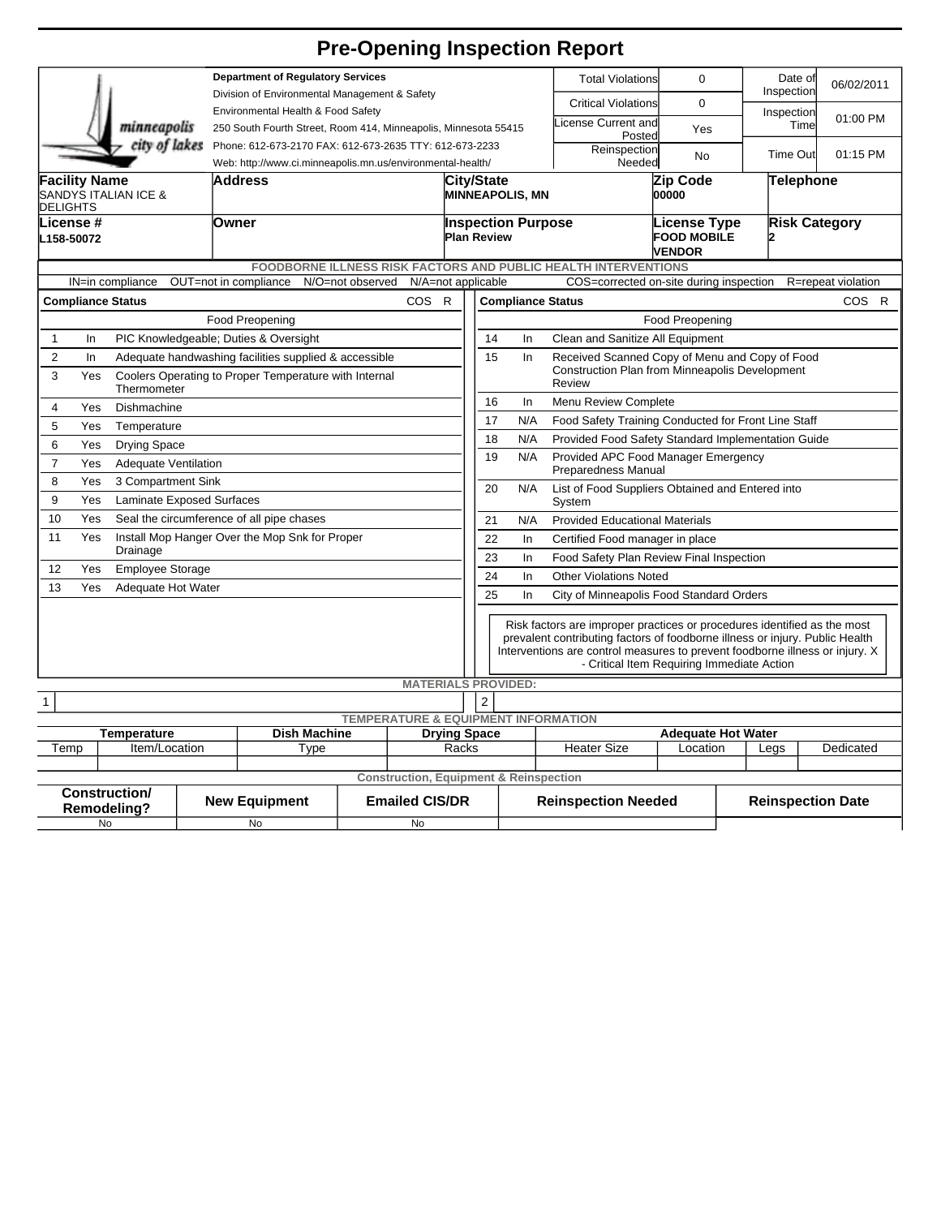# Pre-Opening Inspection Report

minneapolis city of lakes

**Department of Regulatory Services**
Division of Environmental Management & Safety
Environmental Health & Food Safety
250 South Fourth Street, Room 414, Minneapolis, Minnesota 55415
Phone: 612-673-2170 FAX: 612-673-2635 TTY: 612-673-2233
Web: http://www.ci.minneapolis.mn.us/environmental-health/

| | | | |
|---|---|---|---|
| Total Violations | 0 | Date of Inspection | 06/02/2011 |
| Critical Violations | 0 | Inspection Time | 01:00 PM |
| License Current and Posted | Yes | | |
| Reinspection Needed | No | Time Out | 01:15 PM |

| Facility Name | Address | City/State | Zip Code | Telephone |
|---|---|---|---|---|
| SANDYS ITALIAN ICE & DELIGHTS | | MINNEAPOLIS, MN | 00000 | |

| License # | Owner | Inspection Purpose | License Type | Risk Category |
|---|---|---|---|---|
| L158-50072 | | Plan Review | FOOD MOBILE VENDOR | 2 |

**FOODBORNE ILLNESS RISK FACTORS AND PUBLIC HEALTH INTERVENTIONS**

IN=in compliance OUT=not in compliance N/O=not observed N/A=not applicable COS=corrected on-site during inspection R=repeat violation

| # | Compliance Status | Food Preopening | COS | R |
|---|---|---|---|---|
| 1 | In | PIC Knowledgeable; Duties & Oversight | | |
| 2 | In | Adequate handwashing facilities supplied & accessible | | |
| 3 | Yes | Coolers Operating to Proper Temperature with Internal Thermometer | | |
| 4 | Yes | Dishmachine | | |
| 5 | Yes | Temperature | | |
| 6 | Yes | Drying Space | | |
| 7 | Yes | Adequate Ventilation | | |
| 8 | Yes | 3 Compartment Sink | | |
| 9 | Yes | Laminate Exposed Surfaces | | |
| 10 | Yes | Seal the circumference of all pipe chases | | |
| 11 | Yes | Install Mop Hanger Over the Mop Snk for Proper Drainage | | |
| 12 | Yes | Employee Storage | | |
| 13 | Yes | Adequate Hot Water | | |
| 14 | In | Clean and Sanitize All Equipment | | |
| 15 | In | Received Scanned Copy of Menu and Copy of Food Construction Plan from Minneapolis Development Review | | |
| 16 | In | Menu Review Complete | | |
| 17 | N/A | Food Safety Training Conducted for Front Line Staff | | |
| 18 | N/A | Provided Food Safety Standard Implementation Guide | | |
| 19 | N/A | Provided APC Food Manager Emergency Preparedness Manual | | |
| 20 | N/A | List of Food Suppliers Obtained and Entered into System | | |
| 21 | N/A | Provided Educational Materials | | |
| 22 | In | Certified Food manager in place | | |
| 23 | In | Food Safety Plan Review Final Inspection | | |
| 24 | In | Other Violations Noted | | |
| 25 | In | City of Minneapolis Food Standard Orders | | |

Risk factors are improper practices or procedures identified as the most prevalent contributing factors of foodborne illness or injury. Public Health Interventions are control measures to prevent foodborne illness or injury. X - Critical Item Requiring Immediate Action

**MATERIALS PROVIDED:**

| | | | |
|---|---|---|---|
| 1 | | 2 | |

**TEMPERATURE & EQUIPMENT INFORMATION**

| Temperature | | Dish Machine | Drying Space | Adequate Hot Water | | | |
|---|---|---|---|---|---|---|---|
| Temp | Item/Location | Type | Racks | Heater Size | Location | Legs | Dedicated |
| | | | | | | | |

**Construction, Equipment & Reinspection**

| Construction/ Remodeling? | New Equipment | Emailed CIS/DR | Reinspection Needed | Reinspection Date |
|---|---|---|---|---|
| No | No | No | | |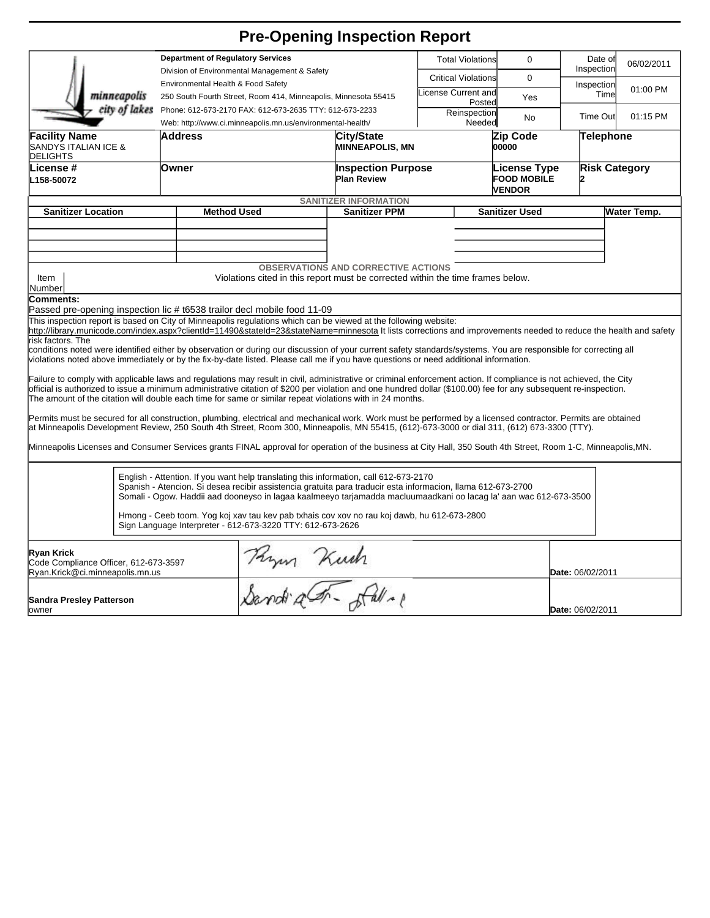# Pre-Opening Inspection Report

| | | | | | |
|---|---|---|---|---|---|
| minneapolis city of lakes | **Department of Regulatory Services** Division of Environmental Management & Safety Environmental Health & Food Safety 250 South Fourth Street, Room 414, Minneapolis, Minnesota 55415 Phone: 612-673-2170 FAX: 612-673-2635 TTY: 612-673-2233 Web: http://www.ci.minneapolis.mn.us/environmental-health/ | Total Violations | 0 | Date of Inspection | 06/02/2011 |
| | | Critical Violations | 0 | Inspection Time | 01:00 PM |
| | | License Current and Posted | Yes | | |
| | | Reinspection Needed | No | Time Out | 01:15 PM |

| **Facility Name** | **Address** | **City/State** | **Zip Code** | **Telephone** |
|---|---|---|---|---|
| SANDYS ITALIAN ICE & DELIGHTS | | MINNEAPOLIS, MN | 00000 | |
| **License #** | **Owner** | **Inspection Purpose** | **License Type** | **Risk Category** |
| L158-50072 | | Plan Review | FOOD MOBILE VENDOR | 2 |

**SANITIZER INFORMATION**

| Sanitizer Location | Method Used | Sanitizer PPM | Sanitizer Used | Water Temp. |
|---|---|---|---|---|
| | | | | |
| | | | | |
| | | | | |
| | | | | |

**OBSERVATIONS AND CORRECTIVE ACTIONS**

Item Number

Violations cited in this report must be corrected within the time frames below.

**Comments:**

Passed pre-opening inspection lic # t6538 trailor decl mobile food 11-09

This inspection report is based on City of Minneapolis regulations which can be viewed at the following website: http://library.municode.com/index.aspx?clientId=11490&stateId=23&stateName=minnesota It lists corrections and improvements needed to reduce the health and safety risk factors. The conditions noted were identified either by observation or during our discussion of your current safety standards/systems. You are responsible for correcting all violations noted above immediately or by the fix-by-date listed. Please call me if you have questions or need additional information.

Failure to comply with applicable laws and regulations may result in civil, administrative or criminal enforcement action. If compliance is not achieved, the City official is authorized to issue a minimum administrative citation of $200 per violation and one hundred dollar ($100.00) fee for any subsequent re-inspection. The amount of the citation will double each time for same or similar repeat violations with in 24 months.

Permits must be secured for all construction, plumbing, electrical and mechanical work. Work must be performed by a licensed contractor. Permits are obtained at Minneapolis Development Review, 250 South 4th Street, Room 300, Minneapolis, MN 55415, (612)-673-3000 or dial 311, (612) 673-3300 (TTY).

Minneapolis Licenses and Consumer Services grants FINAL approval for operation of the business at City Hall, 350 South 4th Street, Room 1-C, Minneapolis,MN.

English - Attention. If you want help translating this information, call 612-673-2170
Spanish - Atencion. Si desea recibir assistencia gratuita para traducir esta informacion, llama 612-673-2700
Somali - Ogow. Haddii aad dooneyso in lagaa kaalmeeyo tarjamadda macluumaadkani oo lacag la' aan wac 612-673-3500

Hmong - Ceeb toom. Yog koj xav tau kev pab txhais cov xov no rau koj dawb, hu 612-673-2800
Sign Language Interpreter - 612-673-3220 TTY: 612-673-2626

| | | |
|---|---|---|
| **Ryan Krick** Code Compliance Officer, 612-673-3597 Ryan.Krick@ci.minneapolis.mn.us | Ryan Krick | **Date:** 06/02/2011 |
| **Sandra Presley Patterson** owner | Sandra Presley Patterson | **Date:** 06/02/2011 |